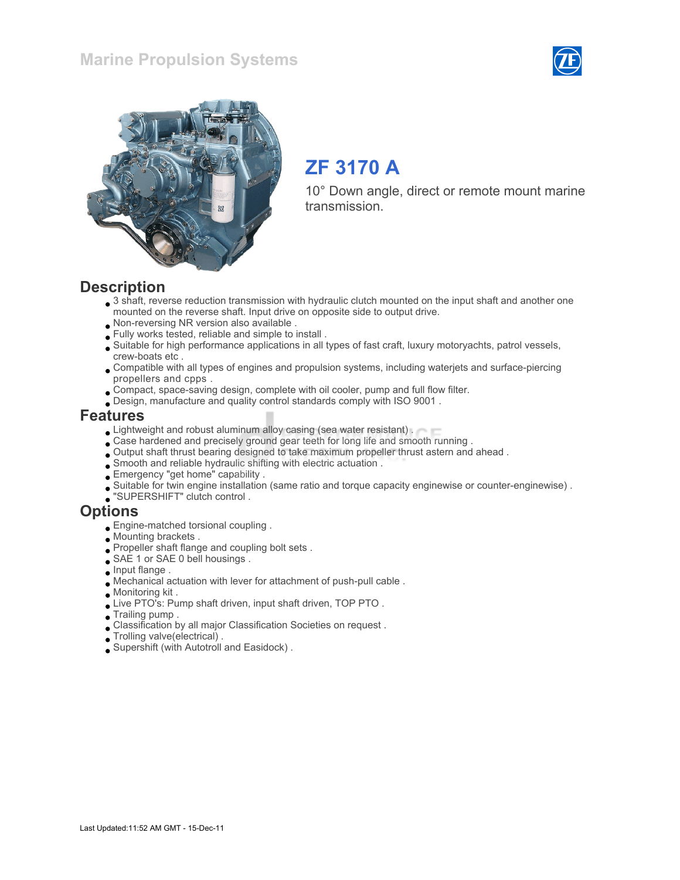# Marine Propulsion Systems

## ZF 3170 A

10° Down angle, direct or remote mount marine transmission.

## Description

- 3 shaft, reverse reduction transmission with hydraulic clutch mounted on the input shaft and another one mounted on the reverse shaft. Input drive on opposite side to output drive.
- Non-reversing NR version also available .
- Fully works tested, reliable and simple to install .
- Suitable for high performance applications in all types of fast craft, luxury motoryachts, patrol vessels, crew-boats etc .
- Compatible with all types of engines and propulsion systems, including waterjets and surface-piercing propellers and cpps .
- Compact, space-saving design, complete with oil cooler, pump and full flow filter.
- Design, manufacture and quality control standards comply with ISO 9001 .

## Features

- Lightweight and robust aluminum alloy casing (sea water resistant) .
- Case hardened and precisely ground gear teeth for long life and smooth running .
- Output shaft thrust bearing designed to take maximum propeller thrust astern and ahead .
- Smooth and reliable hydraulic shifting with electric actuation .
- Emergency "get home" capability .
- Suitable for twin engine installation (same ratio and torque capacity enginewise or counter-enginewise) .
- "SUPERSHIFT" clutch control .

## Options

- Engine-matched torsional coupling .
- Mounting brackets .
- Propeller shaft flange and coupling bolt sets .
- SAE 1 or SAE 0 bell housings .
- Input flange .
- Mechanical actuation with lever for attachment of push-pull cable .
- Monitoring kit .
- Live PTO's: Pump shaft driven, input shaft driven, TOP PTO .
- Trailing pump .
- Classification by all major Classification Societies on request .
- Trolling valve(electrical) .
- Supershift (with Autotroll and Easidock) .

Last Updated:11:52 AM GMT - 15-Dec-11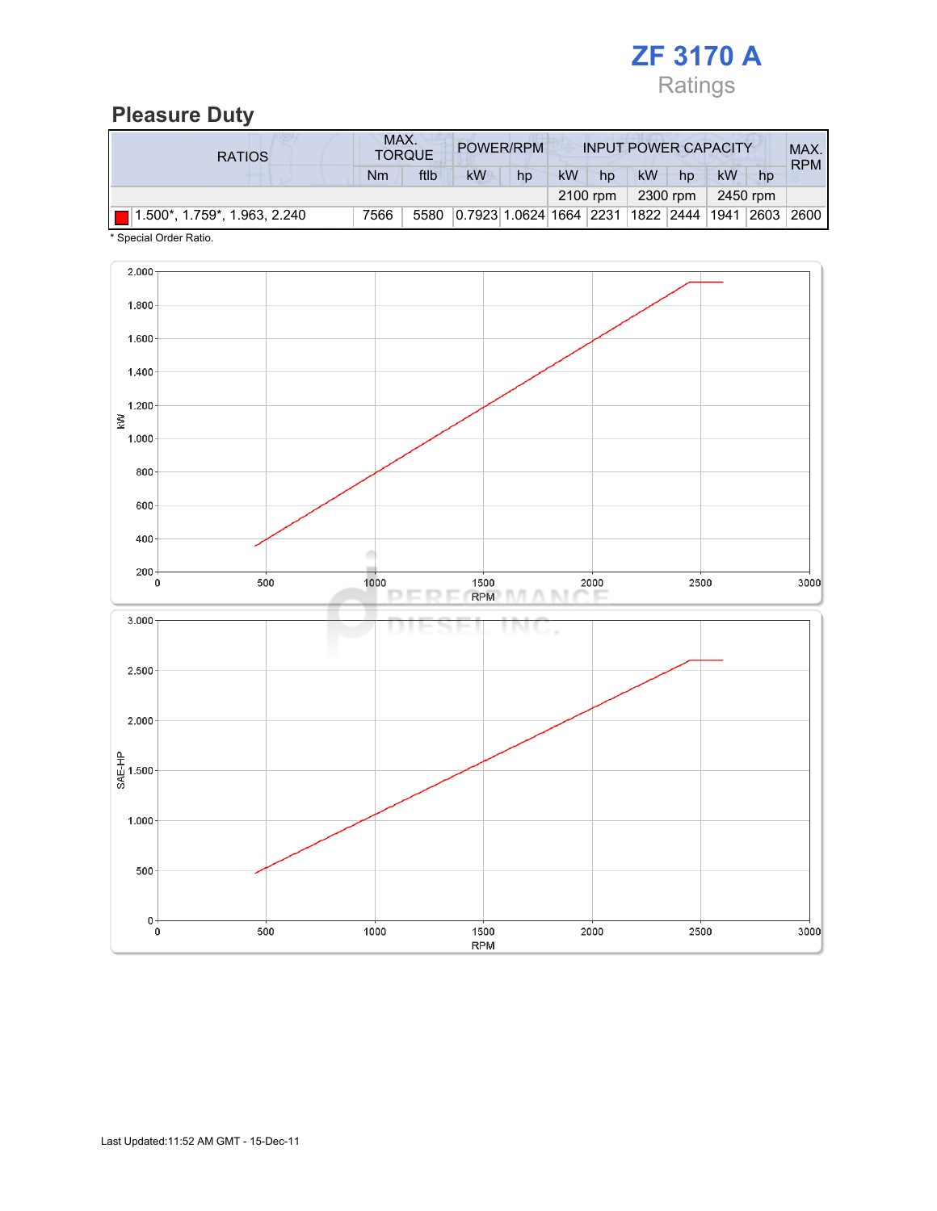# ZF 3170 A

Ratings

## Pleasure Duty

| RATIOS | MAX. TORQUE | | POWER/RPM | | INPUT POWER CAPACITY | | | | | | MAX. RPM |
|---|---|---|---|---|---|---|---|---|---|---|---|
| | Nm | ftlb | kW | hp | kW | hp | kW | hp | kW | hp | |
| | | | | | 2100 rpm | | 2300 rpm | | 2450 rpm | | |
| 1.500*, 1.759*, 1.963, 2.240 | 7566 | 5580 | 0.7923 | 1.0624 | 1664 | 2231 | 1822 | 2444 | 1941 | 2603 | 2600 |

\* Special Order Ratio.

Last Updated:11:52 AM GMT - 15-Dec-11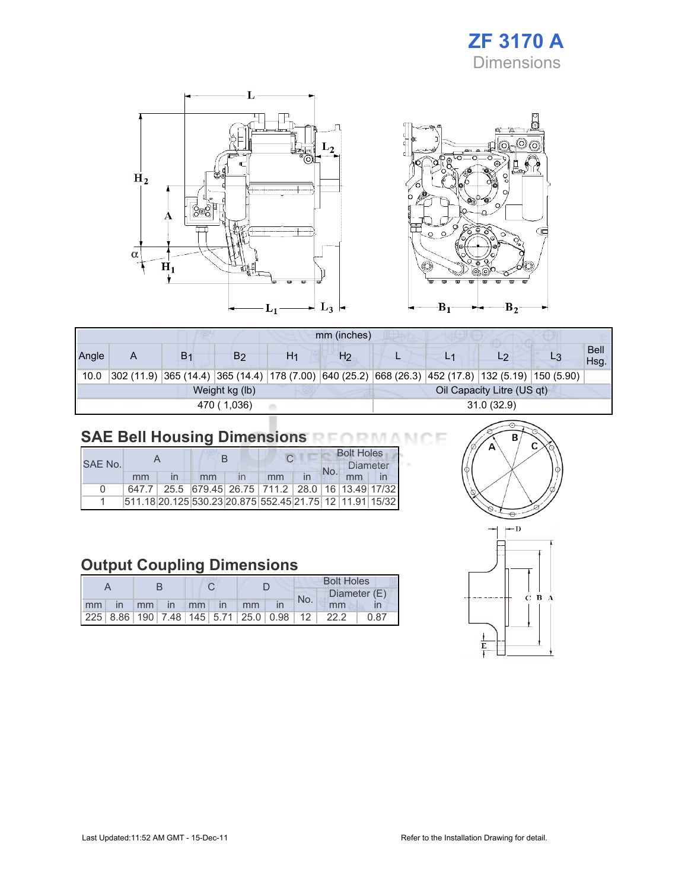# ZF 3170 A

Dimensions

| mm (inches) | | | | | | | | | | |
|---|---|---|---|---|---|---|---|---|---|---|
| Angle | A | $B_1$ | $B_2$ | $H_1$ | $H_2$ | L | $L_1$ | $L_2$ | $L_3$ | Bell Hsg. |
| 10.0 | 302 (11.9) | 365 (14.4) | 365 (14.4) | 178 (7.00) | 640 (25.2) | 668 (26.3) | 452 (17.8) | 132 (5.19) | 150 (5.90) | |
| Weight kg (lb) | | | | | Oil Capacity Litre (US qt) | | | | | |
| 470 ( 1,036) | | | | | 31.0 (32.9) | | | | | |

## SAE Bell Housing Dimensions

| SAE No. | A | | B | | C | | Bolt Holes | | |
|---|---|---|---|---|---|---|---|---|---|
| | | | | | | | No. | Diameter | |
| | mm | in | mm | in | mm | in | | mm | in |
| 0 | 647.7 | 25.5 | 679.45 | 26.75 | 711.2 | 28.0 | 16 | 13.49 | 17/32 |
| 1 | 511.18 | 20.125 | 530.23 | 20.875 | 552.45 | 21.75 | 12 | 11.91 | 15/32 |

## Output Coupling Dimensions

| A | | B | | C | | D | | Bolt Holes | | |
|---|---|---|---|---|---|---|---|---|---|---|
| | | | | | | | | No. | Diameter (E) | |
| mm | in | mm | in | mm | in | mm | in | | mm | in |
| 225 | 8.86 | 190 | 7.48 | 145 | 5.71 | 25.0 | 0.98 | 12 | 22.2 | 0.87 |

Last Updated:11:52 AM GMT - 15-Dec-11

Refer to the Installation Drawing for detail.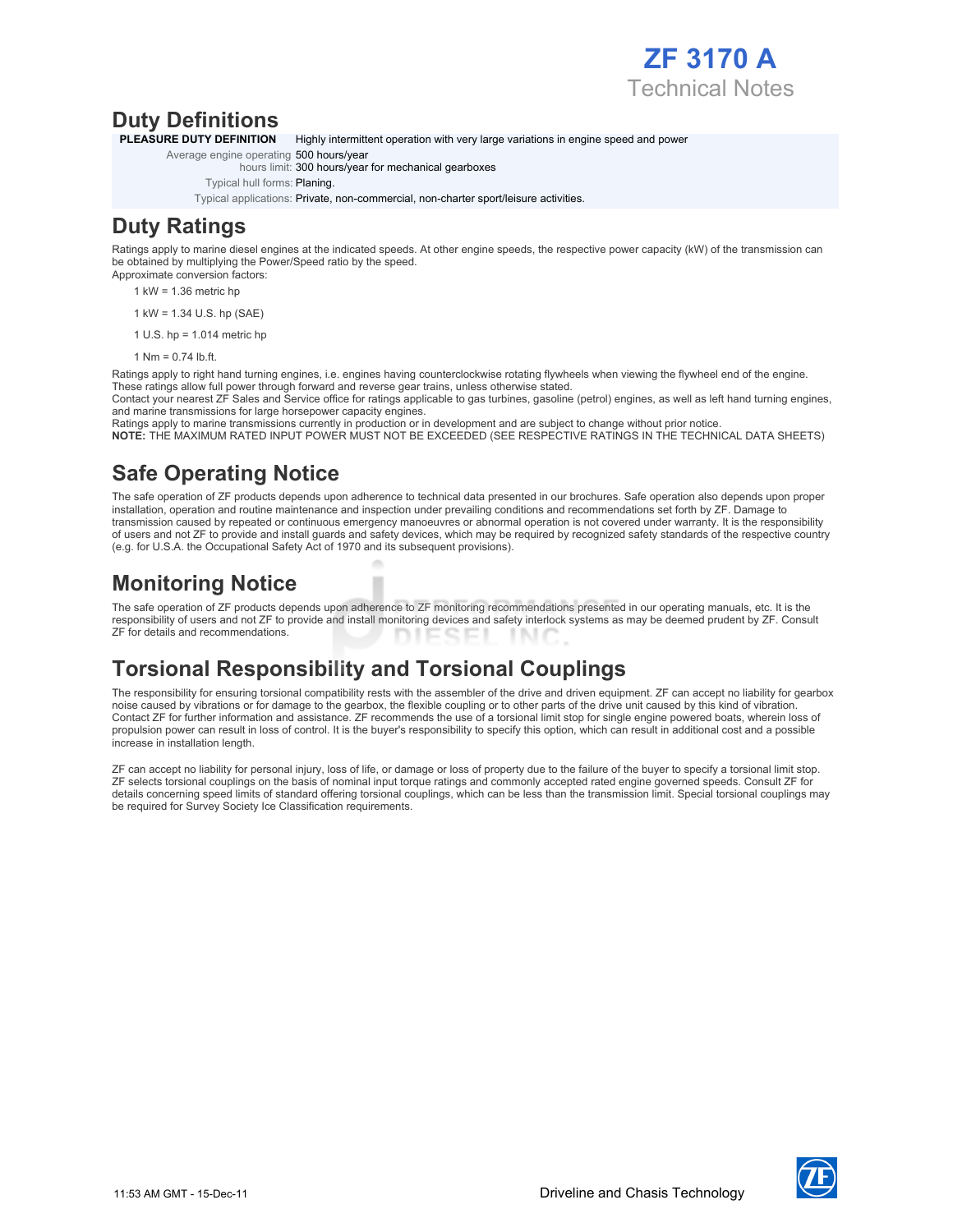# ZF 3170 A
Technical Notes

## Duty Definitions

| | |
|---|---|
| **PLEASURE DUTY DEFINITION** | Highly intermittent operation with very large variations in engine speed and power |
| Average engine operating hours limit: | 500 hours/year<br>300 hours/year for mechanical gearboxes |
| Typical hull forms: | Planing. |
| Typical applications: | Private, non-commercial, non-charter sport/leisure activities. |

## Duty Ratings

Ratings apply to marine diesel engines at the indicated speeds. At other engine speeds, the respective power capacity (kW) of the transmission can be obtained by multiplying the Power/Speed ratio by the speed.
Approximate conversion factors:

1 kW = 1.36 metric hp

1 kW = 1.34 U.S. hp (SAE)

1 U.S. hp = 1.014 metric hp

1 Nm = 0.74 lb.ft.

Ratings apply to right hand turning engines, i.e. engines having counterclockwise rotating flywheels when viewing the flywheel end of the engine. These ratings allow full power through forward and reverse gear trains, unless otherwise stated.
Contact your nearest ZF Sales and Service office for ratings applicable to gas turbines, gasoline (petrol) engines, as well as left hand turning engines, and marine transmissions for large horsepower capacity engines.
Ratings apply to marine transmissions currently in production or in development and are subject to change without prior notice.
**NOTE:** THE MAXIMUM RATED INPUT POWER MUST NOT BE EXCEEDED (SEE RESPECTIVE RATINGS IN THE TECHNICAL DATA SHEETS)

## Safe Operating Notice

The safe operation of ZF products depends upon adherence to technical data presented in our brochures. Safe operation also depends upon proper installation, operation and routine maintenance and inspection under prevailing conditions and recommendations set forth by ZF. Damage to transmission caused by repeated or continuous emergency manoeuvres or abnormal operation is not covered under warranty. It is the responsibility of users and not ZF to provide and install guards and safety devices, which may be required by recognized safety standards of the respective country (e.g. for U.S.A. the Occupational Safety Act of 1970 and its subsequent provisions).

## Monitoring Notice

The safe operation of ZF products depends upon adherence to ZF monitoring recommendations presented in our operating manuals, etc. It is the responsibility of users and not ZF to provide and install monitoring devices and safety interlock systems as may be deemed prudent by ZF. Consult ZF for details and recommendations.

## Torsional Responsibility and Torsional Couplings

The responsibility for ensuring torsional compatibility rests with the assembler of the drive and driven equipment. ZF can accept no liability for gearbox noise caused by vibrations or for damage to the gearbox, the flexible coupling or to other parts of the drive unit caused by this kind of vibration. Contact ZF for further information and assistance. ZF recommends the use of a torsional limit stop for single engine powered boats, wherein loss of propulsion power can result in loss of control. It is the buyer's responsibility to specify this option, which can result in additional cost and a possible increase in installation length.

ZF can accept no liability for personal injury, loss of life, or damage or loss of property due to the failure of the buyer to specify a torsional limit stop. ZF selects torsional couplings on the basis of nominal input torque ratings and commonly accepted rated engine governed speeds. Consult ZF for details concerning speed limits of standard offering torsional couplings, which can be less than the transmission limit. Special torsional couplings may be required for Survey Society Ice Classification requirements.